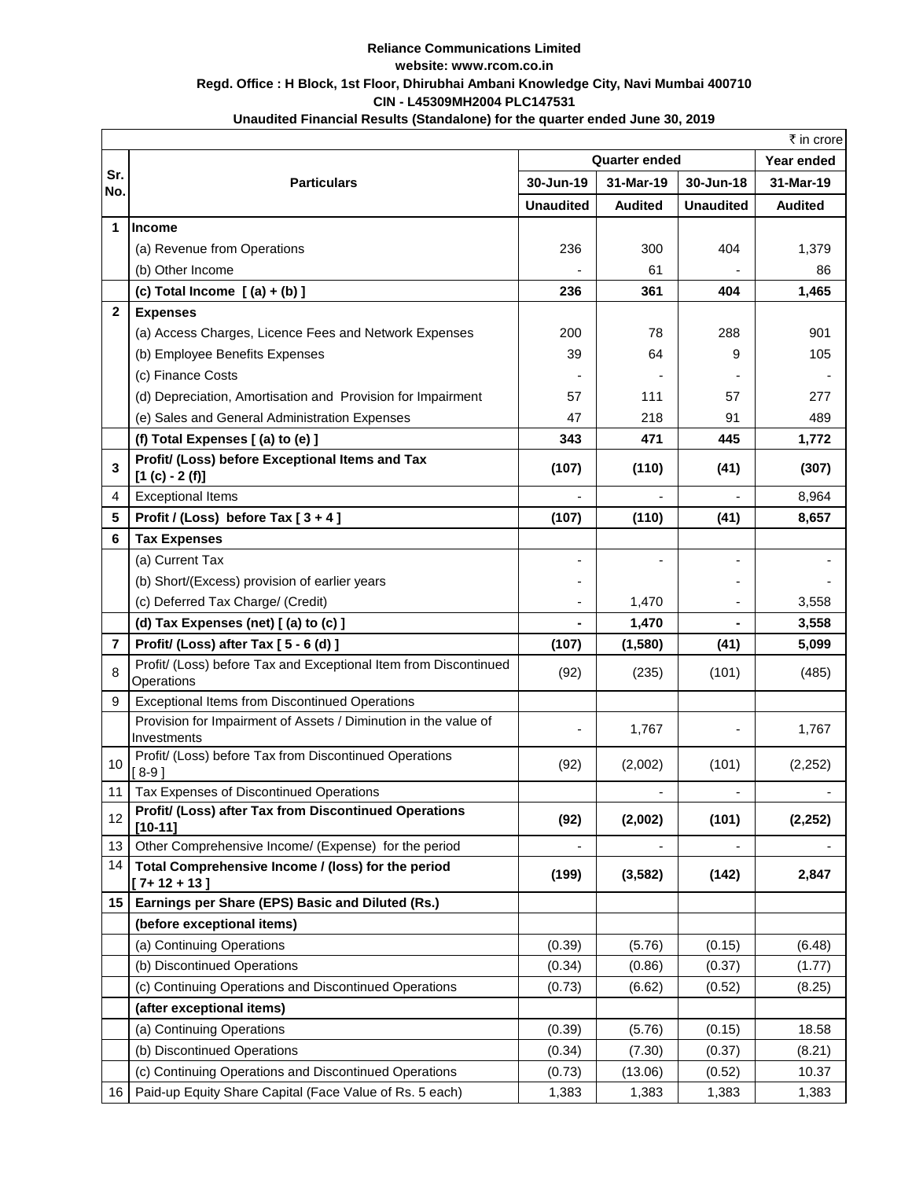**Reliance Communications Limited**

**website: www.rcom.co.in**

**Regd. Office : H Block, 1st Floor, Dhirubhai Ambani Knowledge City, Navi Mumbai 400710**

**CIN - L45309MH2004 PLC147531**

**Unaudited Financial Results (Standalone) for the quarter ended June 30, 2019**

₹ in crore

| Sr. No. | Particulars | Quarter ended | | | Year ended |
|---|---|---|---|---|---|
| | | 30-Jun-19 | 31-Mar-19 | 30-Jun-18 | 31-Mar-19 |
| | | Unaudited | Audited | Unaudited | Audited |
| **1** | **Income** | | | | |
| | (a) Revenue from Operations | 236 | 300 | 404 | 1,379 |
| | (b) Other Income | - | 61 | - | 86 |
| | **(c) Total Income [ (a) + (b) ]** | **236** | **361** | **404** | **1,465** |
| **2** | **Expenses** | | | | |
| | (a) Access Charges, Licence Fees and Network Expenses | 200 | 78 | 288 | 901 |
| | (b) Employee Benefits Expenses | 39 | 64 | 9 | 105 |
| | (c) Finance Costs | - | - | - | - |
| | (d) Depreciation, Amortisation and Provision for Impairment | 57 | 111 | 57 | 277 |
| | (e) Sales and General Administration Expenses | 47 | 218 | 91 | 489 |
| | **(f) Total Expenses [ (a) to (e) ]** | **343** | **471** | **445** | **1,772** |
| **3** | **Profit/ (Loss) before Exceptional Items and Tax [1 (c) - 2 (f)]** | **(107)** | **(110)** | **(41)** | **(307)** |
| 4 | Exceptional Items | - | - | - | 8,964 |
| **5** | **Profit / (Loss) before Tax [ 3 + 4 ]** | **(107)** | **(110)** | **(41)** | **8,657** |
| **6** | **Tax Expenses** | | | | |
| | (a) Current Tax | - | - | - | - |
| | (b) Short/(Excess) provision of earlier years | - | | - | - |
| | (c) Deferred Tax Charge/ (Credit) | - | 1,470 | - | 3,558 |
| | **(d) Tax Expenses (net) [ (a) to (c) ]** | **-** | **1,470** | **-** | **3,558** |
| **7** | **Profit/ (Loss) after Tax [ 5 - 6 (d) ]** | **(107)** | **(1,580)** | **(41)** | **5,099** |
| 8 | Profit/ (Loss) before Tax and Exceptional Item from Discontinued Operations | (92) | (235) | (101) | (485) |
| 9 | Exceptional Items from Discontinued Operations | | | | |
| | Provision for Impairment of Assets / Diminution in the value of Investments | - | 1,767 | - | 1,767 |
| 10 | Profit/ (Loss) before Tax from Discontinued Operations [ 8-9 ] | (92) | (2,002) | (101) | (2,252) |
| 11 | Tax Expenses of Discontinued Operations | | - | - | - |
| 12 | **Profit/ (Loss) after Tax from Discontinued Operations [10-11]** | **(92)** | **(2,002)** | **(101)** | **(2,252)** |
| 13 | Other Comprehensive Income/ (Expense) for the period | - | - | - | - |
| 14 | **Total Comprehensive Income / (loss) for the period [ 7+ 12 + 13 ]** | **(199)** | **(3,582)** | **(142)** | **2,847** |
| **15** | **Earnings per Share (EPS) Basic and Diluted (Rs.)** | | | | |
| | **(before exceptional items)** | | | | |
| | (a) Continuing Operations | (0.39) | (5.76) | (0.15) | (6.48) |
| | (b) Discontinued Operations | (0.34) | (0.86) | (0.37) | (1.77) |
| | (c) Continuing Operations and Discontinued Operations | (0.73) | (6.62) | (0.52) | (8.25) |
| | **(after exceptional items)** | | | | |
| | (a) Continuing Operations | (0.39) | (5.76) | (0.15) | 18.58 |
| | (b) Discontinued Operations | (0.34) | (7.30) | (0.37) | (8.21) |
| | (c) Continuing Operations and Discontinued Operations | (0.73) | (13.06) | (0.52) | 10.37 |
| 16 | Paid-up Equity Share Capital (Face Value of Rs. 5 each) | 1,383 | 1,383 | 1,383 | 1,383 |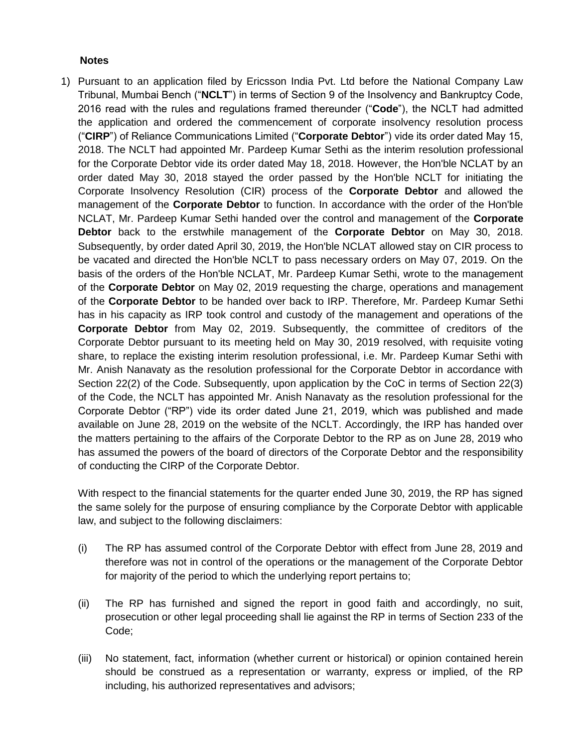**Notes**

1) Pursuant to an application filed by Ericsson India Pvt. Ltd before the National Company Law Tribunal, Mumbai Bench ("**NCLT**") in terms of Section 9 of the Insolvency and Bankruptcy Code, 2016 read with the rules and regulations framed thereunder ("**Code**"), the NCLT had admitted the application and ordered the commencement of corporate insolvency resolution process ("**CIRP**") of Reliance Communications Limited ("**Corporate Debtor**") vide its order dated May 15, 2018. The NCLT had appointed Mr. Pardeep Kumar Sethi as the interim resolution professional for the Corporate Debtor vide its order dated May 18, 2018. However, the Hon'ble NCLAT by an order dated May 30, 2018 stayed the order passed by the Hon'ble NCLT for initiating the Corporate Insolvency Resolution (CIR) process of the **Corporate Debtor** and allowed the management of the **Corporate Debtor** to function. In accordance with the order of the Hon'ble NCLAT, Mr. Pardeep Kumar Sethi handed over the control and management of the **Corporate Debtor** back to the erstwhile management of the **Corporate Debtor** on May 30, 2018. Subsequently, by order dated April 30, 2019, the Hon'ble NCLAT allowed stay on CIR process to be vacated and directed the Hon'ble NCLT to pass necessary orders on May 07, 2019. On the basis of the orders of the Hon'ble NCLAT, Mr. Pardeep Kumar Sethi, wrote to the management of the **Corporate Debtor** on May 02, 2019 requesting the charge, operations and management of the **Corporate Debtor** to be handed over back to IRP. Therefore, Mr. Pardeep Kumar Sethi has in his capacity as IRP took control and custody of the management and operations of the **Corporate Debtor** from May 02, 2019. Subsequently, the committee of creditors of the Corporate Debtor pursuant to its meeting held on May 30, 2019 resolved, with requisite voting share, to replace the existing interim resolution professional, i.e. Mr. Pardeep Kumar Sethi with Mr. Anish Nanavaty as the resolution professional for the Corporate Debtor in accordance with Section 22(2) of the Code. Subsequently, upon application by the CoC in terms of Section 22(3) of the Code, the NCLT has appointed Mr. Anish Nanavaty as the resolution professional for the Corporate Debtor ("RP") vide its order dated June 21, 2019, which was published and made available on June 28, 2019 on the website of the NCLT. Accordingly, the IRP has handed over the matters pertaining to the affairs of the Corporate Debtor to the RP as on June 28, 2019 who has assumed the powers of the board of directors of the Corporate Debtor and the responsibility of conducting the CIRP of the Corporate Debtor.

   With respect to the financial statements for the quarter ended June 30, 2019, the RP has signed the same solely for the purpose of ensuring compliance by the Corporate Debtor with applicable law, and subject to the following disclaimers:

   (i) The RP has assumed control of the Corporate Debtor with effect from June 28, 2019 and therefore was not in control of the operations or the management of the Corporate Debtor for majority of the period to which the underlying report pertains to;

   (ii) The RP has furnished and signed the report in good faith and accordingly, no suit, prosecution or other legal proceeding shall lie against the RP in terms of Section 233 of the Code;

   (iii) No statement, fact, information (whether current or historical) or opinion contained herein should be construed as a representation or warranty, express or implied, of the RP including, his authorized representatives and advisors;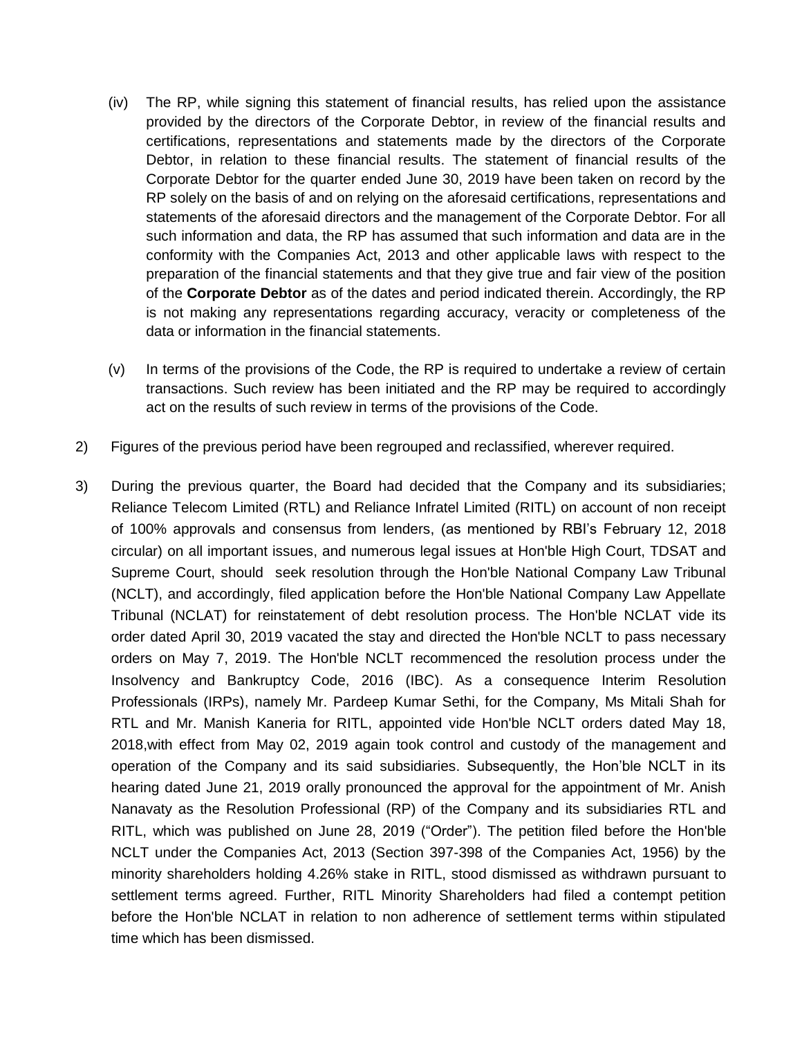(iv) The RP, while signing this statement of financial results, has relied upon the assistance provided by the directors of the Corporate Debtor, in review of the financial results and certifications, representations and statements made by the directors of the Corporate Debtor, in relation to these financial results. The statement of financial results of the Corporate Debtor for the quarter ended June 30, 2019 have been taken on record by the RP solely on the basis of and on relying on the aforesaid certifications, representations and statements of the aforesaid directors and the management of the Corporate Debtor. For all such information and data, the RP has assumed that such information and data are in the conformity with the Companies Act, 2013 and other applicable laws with respect to the preparation of the financial statements and that they give true and fair view of the position of the **Corporate Debtor** as of the dates and period indicated therein. Accordingly, the RP is not making any representations regarding accuracy, veracity or completeness of the data or information in the financial statements.

(v) In terms of the provisions of the Code, the RP is required to undertake a review of certain transactions. Such review has been initiated and the RP may be required to accordingly act on the results of such review in terms of the provisions of the Code.

2) Figures of the previous period have been regrouped and reclassified, wherever required.

3) During the previous quarter, the Board had decided that the Company and its subsidiaries; Reliance Telecom Limited (RTL) and Reliance Infratel Limited (RITL) on account of non receipt of 100% approvals and consensus from lenders, (as mentioned by RBI's February 12, 2018 circular) on all important issues, and numerous legal issues at Hon'ble High Court, TDSAT and Supreme Court, should seek resolution through the Hon'ble National Company Law Tribunal (NCLT), and accordingly, filed application before the Hon'ble National Company Law Appellate Tribunal (NCLAT) for reinstatement of debt resolution process. The Hon'ble NCLAT vide its order dated April 30, 2019 vacated the stay and directed the Hon'ble NCLT to pass necessary orders on May 7, 2019. The Hon'ble NCLT recommenced the resolution process under the Insolvency and Bankruptcy Code, 2016 (IBC). As a consequence Interim Resolution Professionals (IRPs), namely Mr. Pardeep Kumar Sethi, for the Company, Ms Mitali Shah for RTL and Mr. Manish Kaneria for RITL, appointed vide Hon'ble NCLT orders dated May 18, 2018,with effect from May 02, 2019 again took control and custody of the management and operation of the Company and its said subsidiaries. Subsequently, the Hon'ble NCLT in its hearing dated June 21, 2019 orally pronounced the approval for the appointment of Mr. Anish Nanavaty as the Resolution Professional (RP) of the Company and its subsidiaries RTL and RITL, which was published on June 28, 2019 ("Order"). The petition filed before the Hon'ble NCLT under the Companies Act, 2013 (Section 397-398 of the Companies Act, 1956) by the minority shareholders holding 4.26% stake in RITL, stood dismissed as withdrawn pursuant to settlement terms agreed. Further, RITL Minority Shareholders had filed a contempt petition before the Hon'ble NCLAT in relation to non adherence of settlement terms within stipulated time which has been dismissed.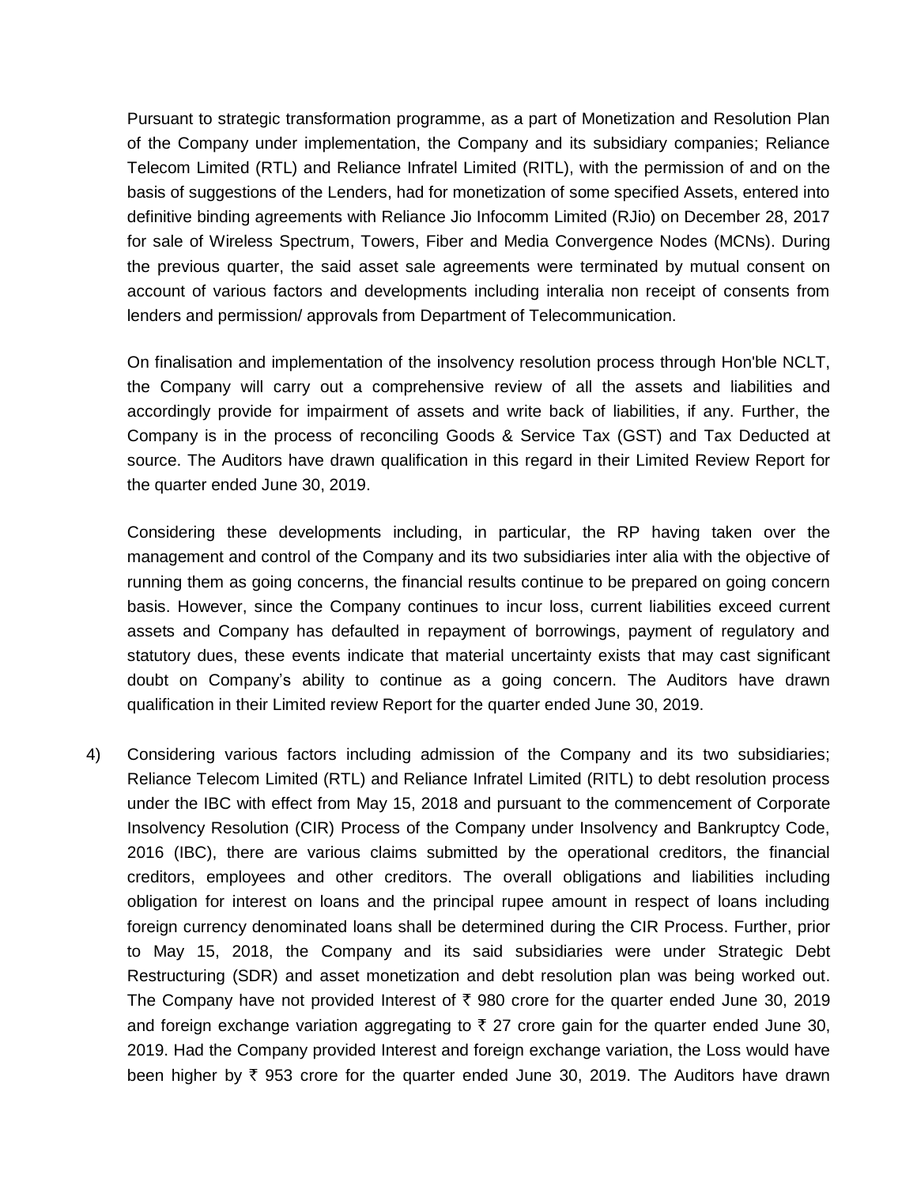Pursuant to strategic transformation programme, as a part of Monetization and Resolution Plan of the Company under implementation, the Company and its subsidiary companies; Reliance Telecom Limited (RTL) and Reliance Infratel Limited (RITL), with the permission of and on the basis of suggestions of the Lenders, had for monetization of some specified Assets, entered into definitive binding agreements with Reliance Jio Infocomm Limited (RJio) on December 28, 2017 for sale of Wireless Spectrum, Towers, Fiber and Media Convergence Nodes (MCNs). During the previous quarter, the said asset sale agreements were terminated by mutual consent on account of various factors and developments including interalia non receipt of consents from lenders and permission/ approvals from Department of Telecommunication.

On finalisation and implementation of the insolvency resolution process through Hon'ble NCLT, the Company will carry out a comprehensive review of all the assets and liabilities and accordingly provide for impairment of assets and write back of liabilities, if any. Further, the Company is in the process of reconciling Goods & Service Tax (GST) and Tax Deducted at source. The Auditors have drawn qualification in this regard in their Limited Review Report for the quarter ended June 30, 2019.

Considering these developments including, in particular, the RP having taken over the management and control of the Company and its two subsidiaries inter alia with the objective of running them as going concerns, the financial results continue to be prepared on going concern basis. However, since the Company continues to incur loss, current liabilities exceed current assets and Company has defaulted in repayment of borrowings, payment of regulatory and statutory dues, these events indicate that material uncertainty exists that may cast significant doubt on Company's ability to continue as a going concern. The Auditors have drawn qualification in their Limited review Report for the quarter ended June 30, 2019.

4) Considering various factors including admission of the Company and its two subsidiaries; Reliance Telecom Limited (RTL) and Reliance Infratel Limited (RITL) to debt resolution process under the IBC with effect from May 15, 2018 and pursuant to the commencement of Corporate Insolvency Resolution (CIR) Process of the Company under Insolvency and Bankruptcy Code, 2016 (IBC), there are various claims submitted by the operational creditors, the financial creditors, employees and other creditors. The overall obligations and liabilities including obligation for interest on loans and the principal rupee amount in respect of loans including foreign currency denominated loans shall be determined during the CIR Process. Further, prior to May 15, 2018, the Company and its said subsidiaries were under Strategic Debt Restructuring (SDR) and asset monetization and debt resolution plan was being worked out. The Company have not provided Interest of ₹ 980 crore for the quarter ended June 30, 2019 and foreign exchange variation aggregating to ₹ 27 crore gain for the quarter ended June 30, 2019. Had the Company provided Interest and foreign exchange variation, the Loss would have been higher by ₹ 953 crore for the quarter ended June 30, 2019. The Auditors have drawn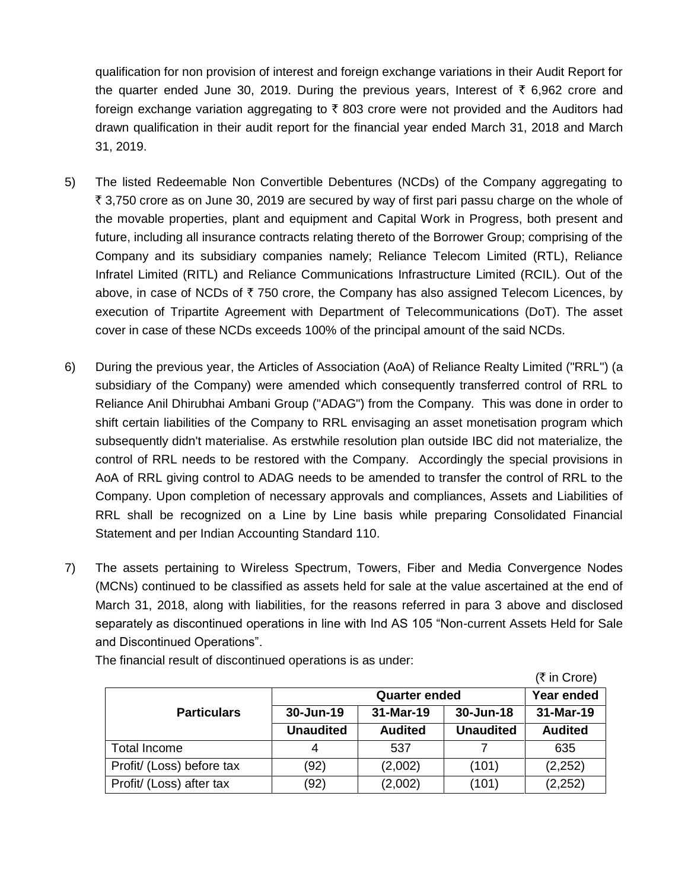qualification for non provision of interest and foreign exchange variations in their Audit Report for the quarter ended June 30, 2019. During the previous years, Interest of ₹ 6,962 crore and foreign exchange variation aggregating to ₹ 803 crore were not provided and the Auditors had drawn qualification in their audit report for the financial year ended March 31, 2018 and March 31, 2019.

5) The listed Redeemable Non Convertible Debentures (NCDs) of the Company aggregating to ₹ 3,750 crore as on June 30, 2019 are secured by way of first pari passu charge on the whole of the movable properties, plant and equipment and Capital Work in Progress, both present and future, including all insurance contracts relating thereto of the Borrower Group; comprising of the Company and its subsidiary companies namely; Reliance Telecom Limited (RTL), Reliance Infratel Limited (RITL) and Reliance Communications Infrastructure Limited (RCIL). Out of the above, in case of NCDs of ₹ 750 crore, the Company has also assigned Telecom Licences, by execution of Tripartite Agreement with Department of Telecommunications (DoT). The asset cover in case of these NCDs exceeds 100% of the principal amount of the said NCDs.

6) During the previous year, the Articles of Association (AoA) of Reliance Realty Limited ("RRL") (a subsidiary of the Company) were amended which consequently transferred control of RRL to Reliance Anil Dhirubhai Ambani Group ("ADAG") from the Company. This was done in order to shift certain liabilities of the Company to RRL envisaging an asset monetisation program which subsequently didn't materialise. As erstwhile resolution plan outside IBC did not materialize, the control of RRL needs to be restored with the Company. Accordingly the special provisions in AoA of RRL giving control to ADAG needs to be amended to transfer the control of RRL to the Company. Upon completion of necessary approvals and compliances, Assets and Liabilities of RRL shall be recognized on a Line by Line basis while preparing Consolidated Financial Statement and per Indian Accounting Standard 110.

7) The assets pertaining to Wireless Spectrum, Towers, Fiber and Media Convergence Nodes (MCNs) continued to be classified as assets held for sale at the value ascertained at the end of March 31, 2018, along with liabilities, for the reasons referred in para 3 above and disclosed separately as discontinued operations in line with Ind AS 105 "Non-current Assets Held for Sale and Discontinued Operations".

The financial result of discontinued operations is as under:

(₹ in Crore)

| Particulars | Quarter ended | | | Year ended |
|---|---|---|---|---|
| | 30-Jun-19 | 31-Mar-19 | 30-Jun-18 | 31-Mar-19 |
| | Unaudited | Audited | Unaudited | Audited |
| Total Income | 4 | 537 | 7 | 635 |
| Profit/ (Loss) before tax | (92) | (2,002) | (101) | (2,252) |
| Profit/ (Loss) after tax | (92) | (2,002) | (101) | (2,252) |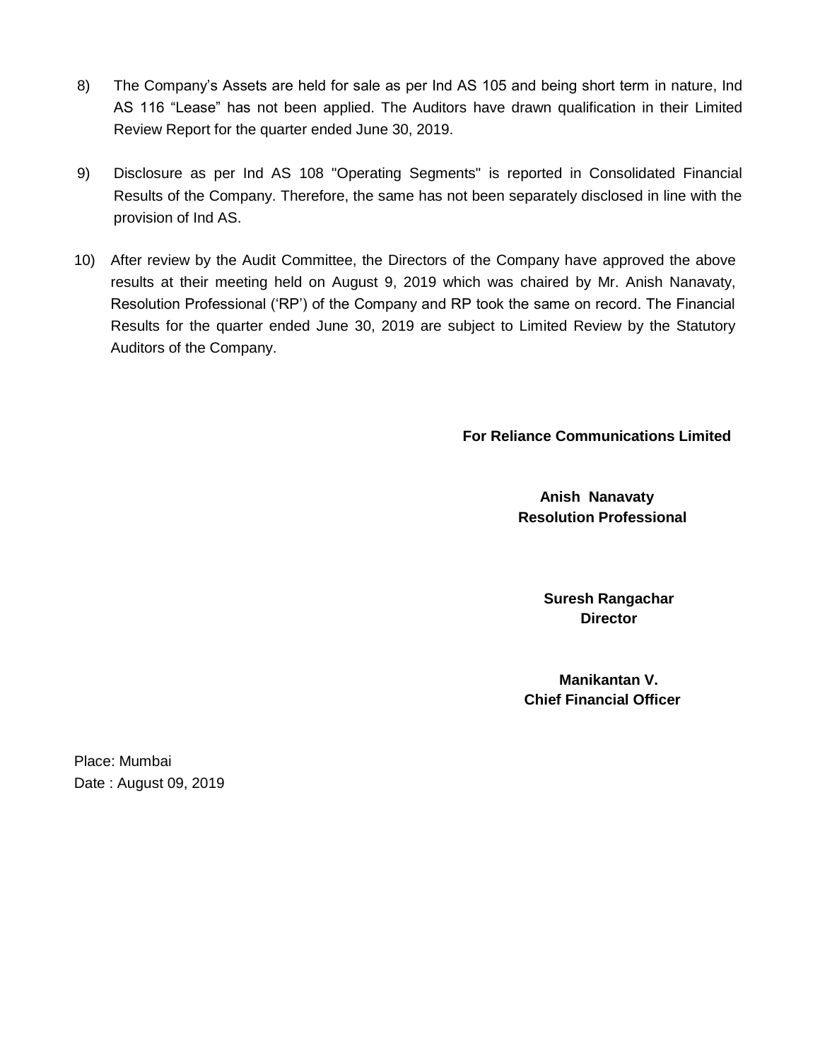8) The Company's Assets are held for sale as per Ind AS 105 and being short term in nature, Ind AS 116 "Lease" has not been applied. The Auditors have drawn qualification in their Limited Review Report for the quarter ended June 30, 2019.

9) Disclosure as per Ind AS 108 "Operating Segments" is reported in Consolidated Financial Results of the Company. Therefore, the same has not been separately disclosed in line with the provision of Ind AS.

10) After review by the Audit Committee, the Directors of the Company have approved the above results at their meeting held on August 9, 2019 which was chaired by Mr. Anish Nanavaty, Resolution Professional ('RP') of the Company and RP took the same on record. The Financial Results for the quarter ended June 30, 2019 are subject to Limited Review by the Statutory Auditors of the Company.

**For Reliance Communications Limited**

**Anish Nanavaty**
**Resolution Professional**

**Suresh Rangachar**
**Director**

**Manikantan V.**
**Chief Financial Officer**

Place: Mumbai
Date : August 09, 2019